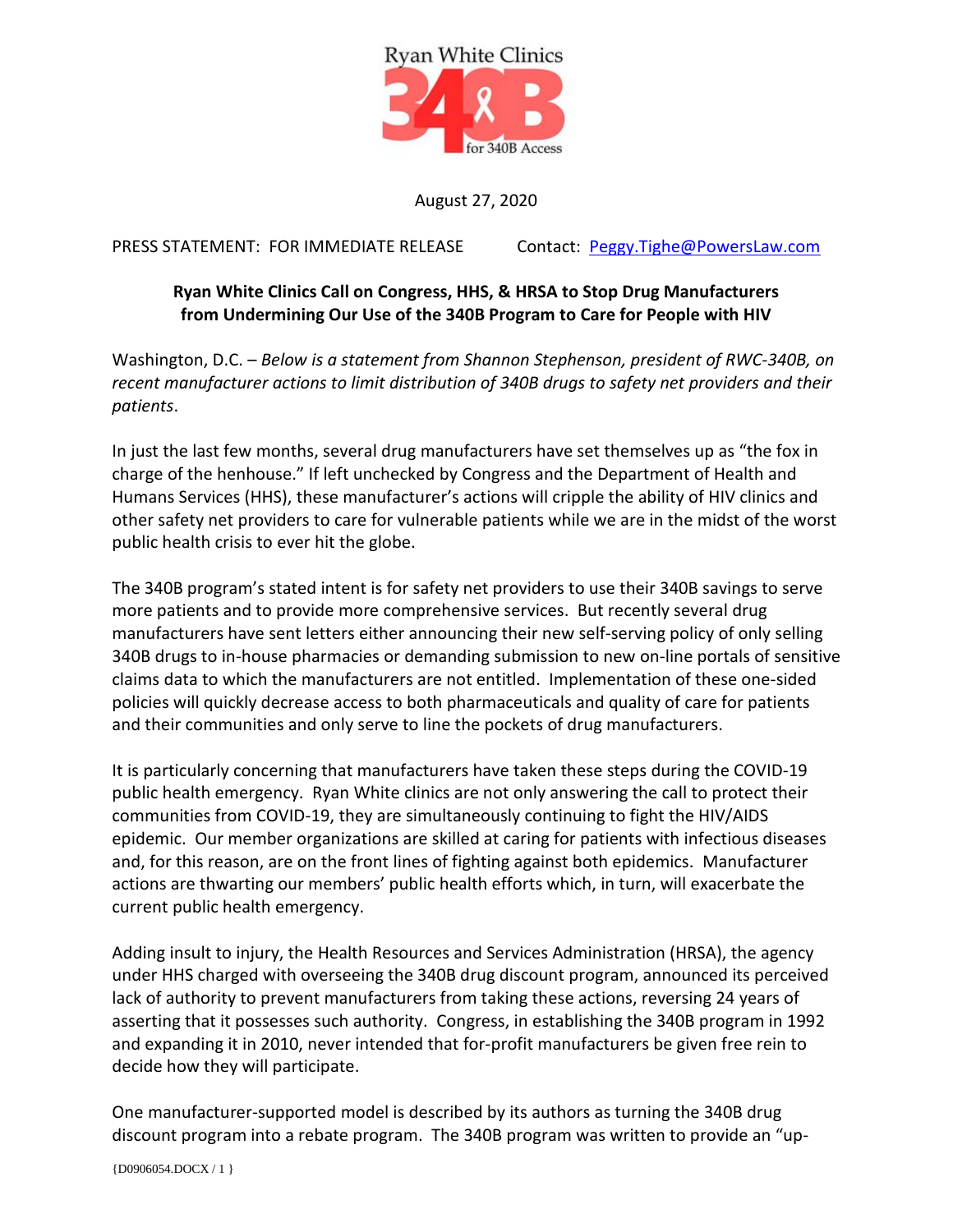Ryan White Clinics 340B for 340B Access

August 27, 2020

PRESS STATEMENT: FOR IMMEDIATE RELEASE Contact: [Peggy.Tighe@PowersLaw.com](mailto:Peggy.Tighe@PowersLaw.com)

## Ryan White Clinics Call on Congress, HHS, & HRSA to Stop Drug Manufacturers from Undermining Our Use of the 340B Program to Care for People with HIV

Washington, D.C. – *Below is a statement from Shannon Stephenson, president of RWC-340B, on recent manufacturer actions to limit distribution of 340B drugs to safety net providers and their patients*.

In just the last few months, several drug manufacturers have set themselves up as "the fox in charge of the henhouse." If left unchecked by Congress and the Department of Health and Humans Services (HHS), these manufacturer's actions will cripple the ability of HIV clinics and other safety net providers to care for vulnerable patients while we are in the midst of the worst public health crisis to ever hit the globe.

The 340B program's stated intent is for safety net providers to use their 340B savings to serve more patients and to provide more comprehensive services. But recently several drug manufacturers have sent letters either announcing their new self-serving policy of only selling 340B drugs to in-house pharmacies or demanding submission to new on-line portals of sensitive claims data to which the manufacturers are not entitled. Implementation of these one-sided policies will quickly decrease access to both pharmaceuticals and quality of care for patients and their communities and only serve to line the pockets of drug manufacturers.

It is particularly concerning that manufacturers have taken these steps during the COVID-19 public health emergency. Ryan White clinics are not only answering the call to protect their communities from COVID-19, they are simultaneously continuing to fight the HIV/AIDS epidemic. Our member organizations are skilled at caring for patients with infectious diseases and, for this reason, are on the front lines of fighting against both epidemics. Manufacturer actions are thwarting our members' public health efforts which, in turn, will exacerbate the current public health emergency.

Adding insult to injury, the Health Resources and Services Administration (HRSA), the agency under HHS charged with overseeing the 340B drug discount program, announced its perceived lack of authority to prevent manufacturers from taking these actions, reversing 24 years of asserting that it possesses such authority. Congress, in establishing the 340B program in 1992 and expanding it in 2010, never intended that for-profit manufacturers be given free rein to decide how they will participate.

One manufacturer-supported model is described by its authors as turning the 340B drug discount program into a rebate program. The 340B program was written to provide an "up-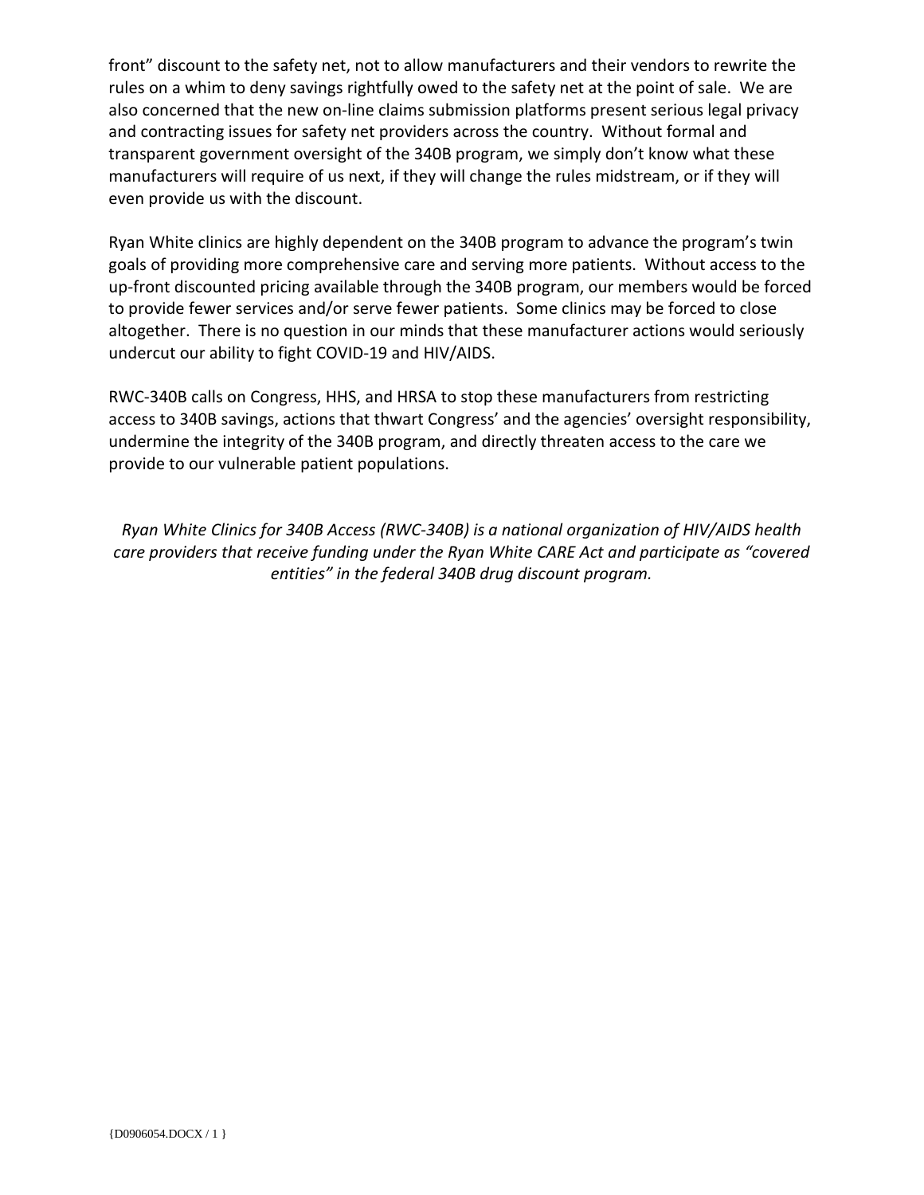front" discount to the safety net, not to allow manufacturers and their vendors to rewrite the rules on a whim to deny savings rightfully owed to the safety net at the point of sale. We are also concerned that the new on-line claims submission platforms present serious legal privacy and contracting issues for safety net providers across the country. Without formal and transparent government oversight of the 340B program, we simply don't know what these manufacturers will require of us next, if they will change the rules midstream, or if they will even provide us with the discount.

Ryan White clinics are highly dependent on the 340B program to advance the program's twin goals of providing more comprehensive care and serving more patients. Without access to the up-front discounted pricing available through the 340B program, our members would be forced to provide fewer services and/or serve fewer patients. Some clinics may be forced to close altogether. There is no question in our minds that these manufacturer actions would seriously undercut our ability to fight COVID-19 and HIV/AIDS.

RWC-340B calls on Congress, HHS, and HRSA to stop these manufacturers from restricting access to 340B savings, actions that thwart Congress' and the agencies' oversight responsibility, undermine the integrity of the 340B program, and directly threaten access to the care we provide to our vulnerable patient populations.

*Ryan White Clinics for 340B Access (RWC-340B) is a national organization of HIV/AIDS health care providers that receive funding under the Ryan White CARE Act and participate as "covered entities" in the federal 340B drug discount program.*